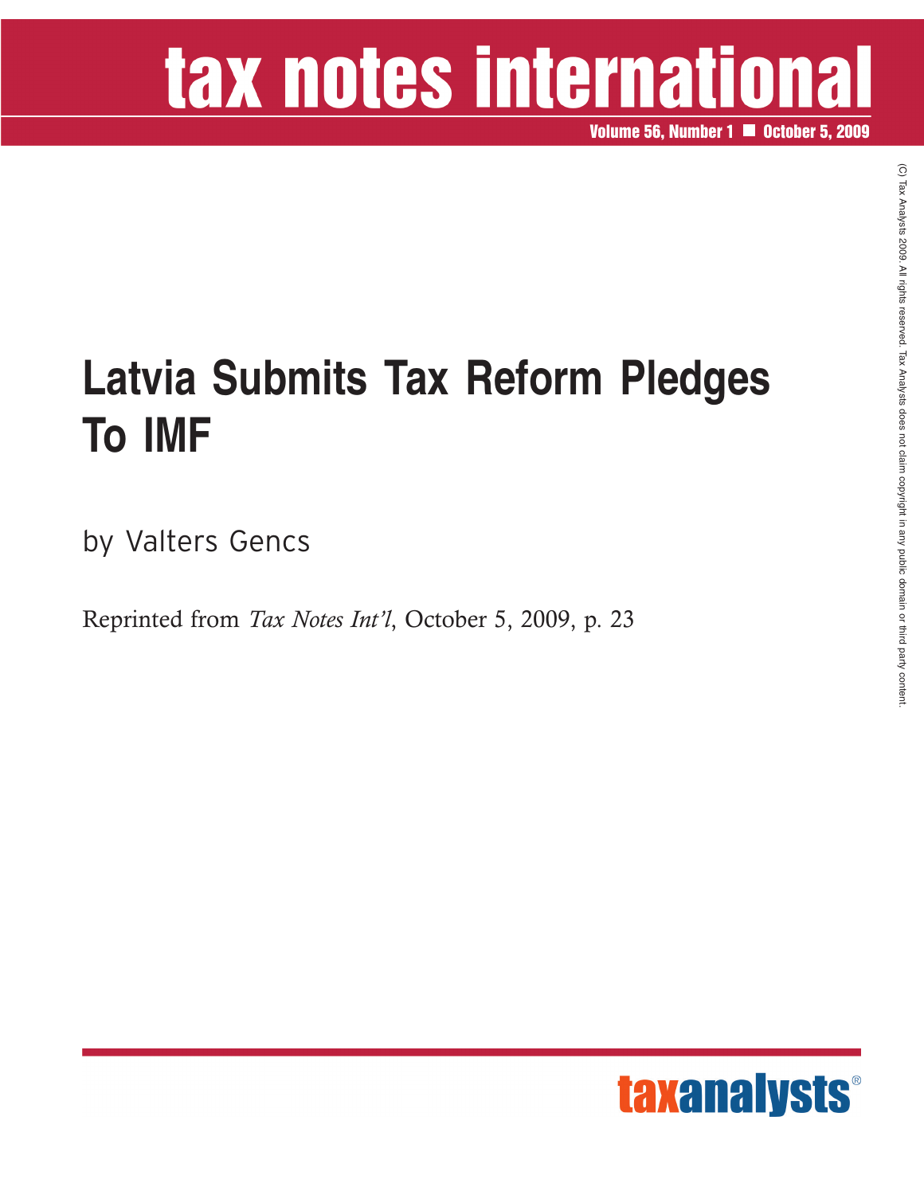# tax notes international

**Volume 56, Number 1 ■ October 5, 2009**

(C) Tax Analysts 2009. All rights reserved. Tax Analysts does not claim copyright in any public domain or third party content.

# Latvia Submits Tax Reform Pledges To IMF

by Valters Gencs

Reprinted from *Tax Notes Int'l*, October 5, 2009, p. 23

taxanalysts®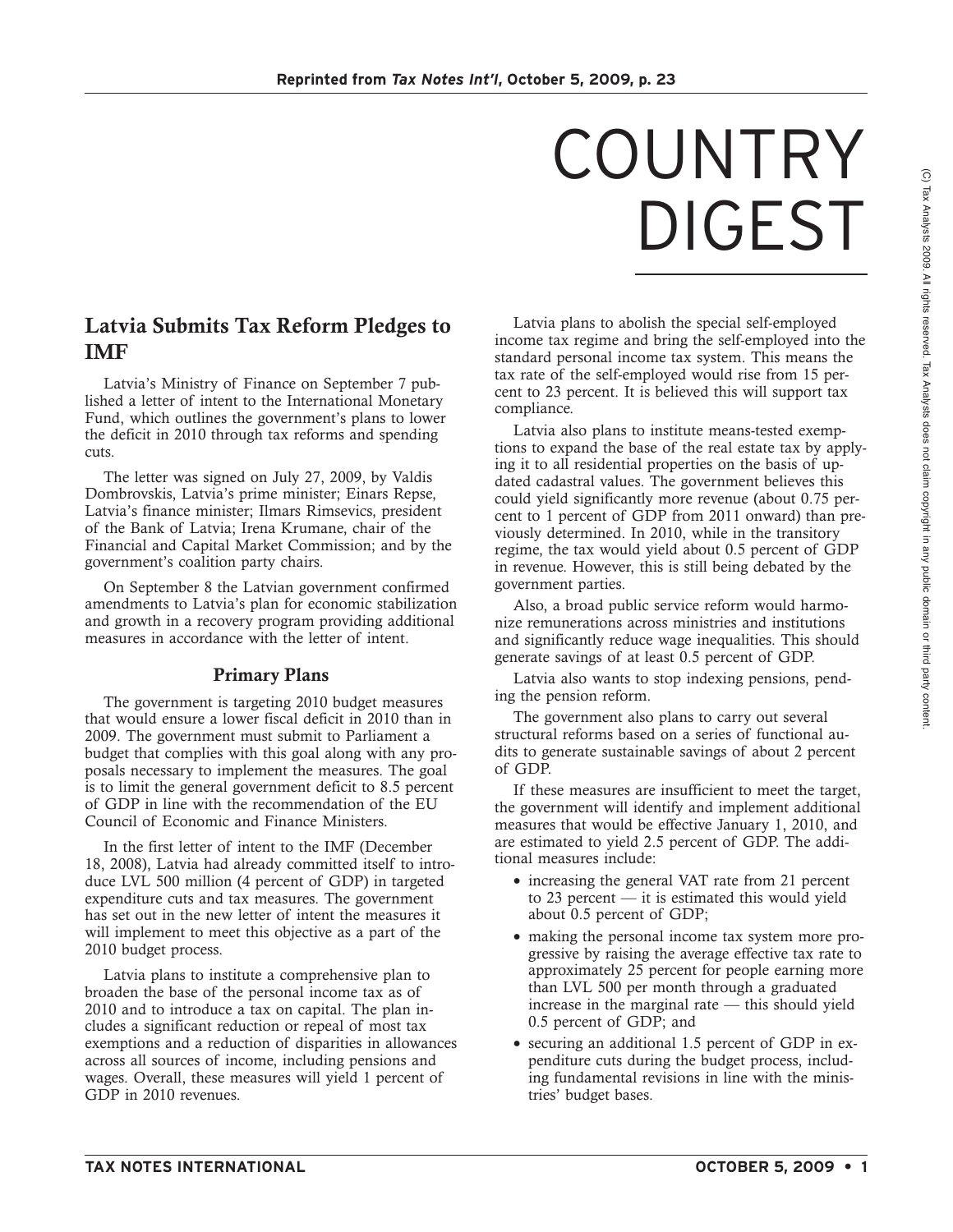# COUNTRY DIGEST

## Latvia Submits Tax Reform Pledges to IMF

Latvia's Ministry of Finance on September 7 published a letter of intent to the International Monetary Fund, which outlines the government's plans to lower the deficit in 2010 through tax reforms and spending cuts.

The letter was signed on July 27, 2009, by Valdis Dombrovskis, Latvia's prime minister; Einars Repse, Latvia's finance minister; Ilmars Rimsevics, president of the Bank of Latvia; Irena Krumane, chair of the Financial and Capital Market Commission; and by the government's coalition party chairs.

On September 8 the Latvian government confirmed amendments to Latvia's plan for economic stabilization and growth in a recovery program providing additional measures in accordance with the letter of intent.

### Primary Plans

The government is targeting 2010 budget measures that would ensure a lower fiscal deficit in 2010 than in 2009. The government must submit to Parliament a budget that complies with this goal along with any proposals necessary to implement the measures. The goal is to limit the general government deficit to 8.5 percent of GDP in line with the recommendation of the EU Council of Economic and Finance Ministers.

In the first letter of intent to the IMF (December 18, 2008), Latvia had already committed itself to introduce LVL 500 million (4 percent of GDP) in targeted expenditure cuts and tax measures. The government has set out in the new letter of intent the measures it will implement to meet this objective as a part of the 2010 budget process.

Latvia plans to institute a comprehensive plan to broaden the base of the personal income tax as of 2010 and to introduce a tax on capital. The plan includes a significant reduction or repeal of most tax exemptions and a reduction of disparities in allowances across all sources of income, including pensions and wages. Overall, these measures will yield 1 percent of GDP in 2010 revenues.

Latvia plans to abolish the special self-employed income tax regime and bring the self-employed into the standard personal income tax system. This means the tax rate of the self-employed would rise from 15 percent to 23 percent. It is believed this will support tax compliance.

Latvia also plans to institute means-tested exemptions to expand the base of the real estate tax by applying it to all residential properties on the basis of updated cadastral values. The government believes this could yield significantly more revenue (about 0.75 percent to 1 percent of GDP from 2011 onward) than previously determined. In 2010, while in the transitory regime, the tax would yield about 0.5 percent of GDP in revenue. However, this is still being debated by the government parties.

Also, a broad public service reform would harmonize remunerations across ministries and institutions and significantly reduce wage inequalities. This should generate savings of at least 0.5 percent of GDP.

Latvia also wants to stop indexing pensions, pending the pension reform.

The government also plans to carry out several structural reforms based on a series of functional audits to generate sustainable savings of about 2 percent of GDP.

If these measures are insufficient to meet the target, the government will identify and implement additional measures that would be effective January 1, 2010, and are estimated to yield 2.5 percent of GDP. The additional measures include:

- increasing the general VAT rate from 21 percent to 23 percent — it is estimated this would yield about 0.5 percent of GDP;
- making the personal income tax system more progressive by raising the average effective tax rate to approximately 25 percent for people earning more than LVL 500 per month through a graduated increase in the marginal rate — this should yield 0.5 percent of GDP; and
- securing an additional 1.5 percent of GDP in expenditure cuts during the budget process, including fundamental revisions in line with the ministries' budget bases.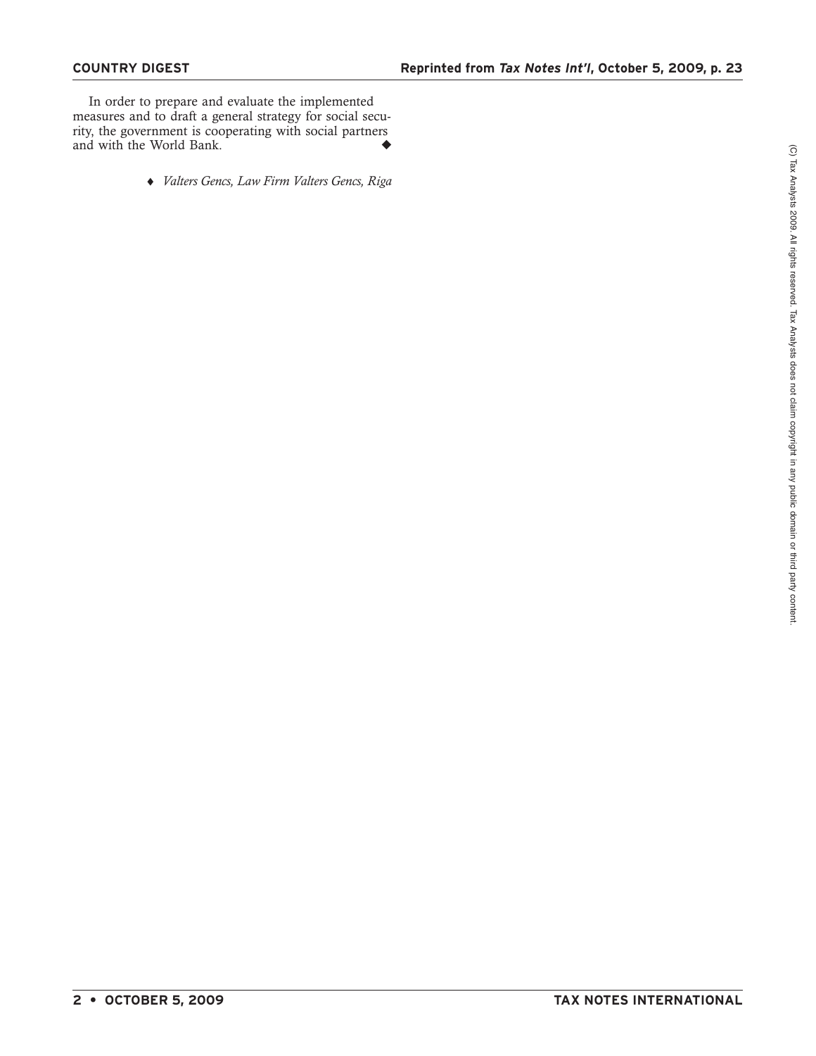In order to prepare and evaluate the implemented measures and to draft a general strategy for social security, the government is cooperating with social partners and with the World Bank. ◆

♦ *Valters Gencs, Law Firm Valters Gencs, Riga*